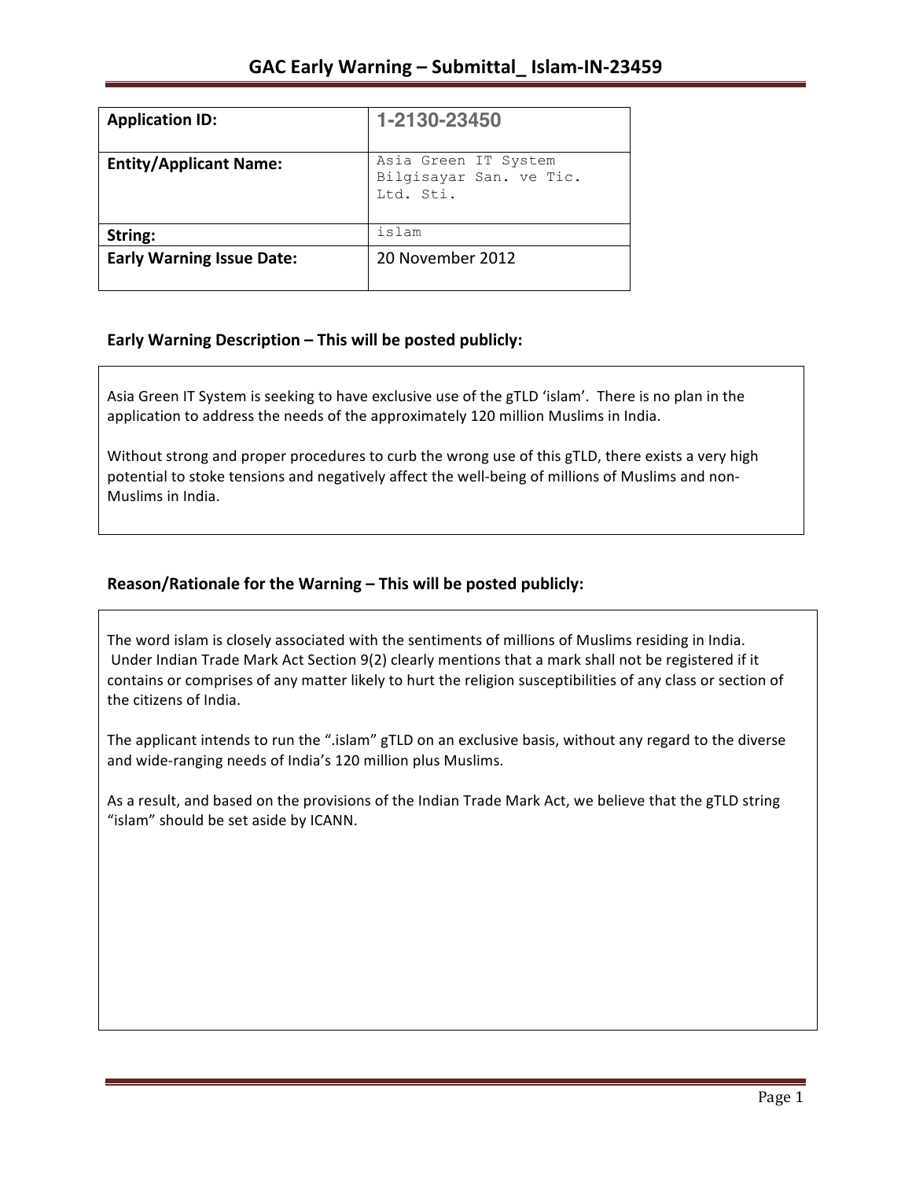# GAC Early Warning – Submittal_ Islam-IN-23459

| | |
|---|---|
| **Application ID:** | 1-2130-23450 |
| **Entity/Applicant Name:** | Asia Green IT System Bilgisayar San. ve Tic. Ltd. Sti. |
| **String:** | islam |
| **Early Warning Issue Date:** | 20 November 2012 |

## Early Warning Description – This will be posted publicly:

Asia Green IT System is seeking to have exclusive use of the gTLD 'islam'. There is no plan in the application to address the needs of the approximately 120 million Muslims in India.

Without strong and proper procedures to curb the wrong use of this gTLD, there exists a very high potential to stoke tensions and negatively affect the well-being of millions of Muslims and non-Muslims in India.

## Reason/Rationale for the Warning – This will be posted publicly:

The word islam is closely associated with the sentiments of millions of Muslims residing in India. Under Indian Trade Mark Act Section 9(2) clearly mentions that a mark shall not be registered if it contains or comprises of any matter likely to hurt the religion susceptibilities of any class or section of the citizens of India.

The applicant intends to run the ".islam" gTLD on an exclusive basis, without any regard to the diverse and wide-ranging needs of India's 120 million plus Muslims.

As a result, and based on the provisions of the Indian Trade Mark Act, we believe that the gTLD string "islam" should be set aside by ICANN.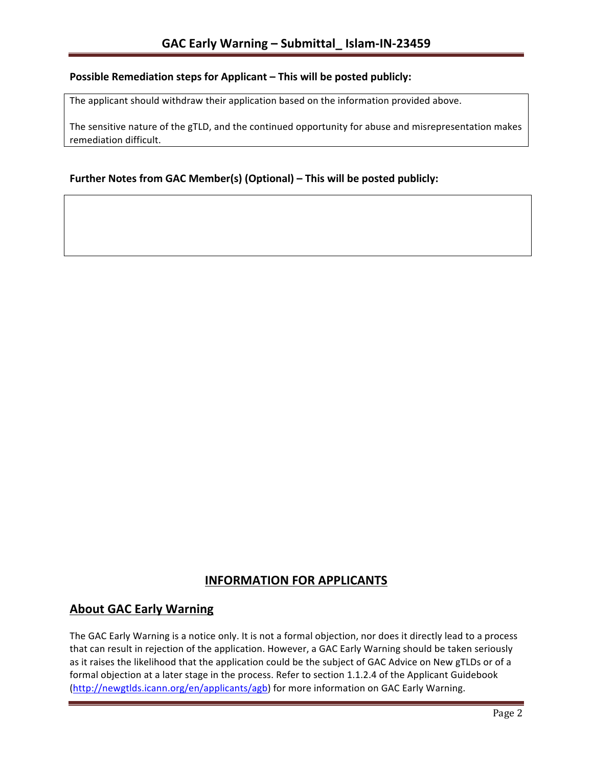**Possible Remediation steps for Applicant – This will be posted publicly:**

The applicant should withdraw their application based on the information provided above.

The sensitive nature of the gTLD, and the continued opportunity for abuse and misrepresentation makes remediation difficult.

**Further Notes from GAC Member(s) (Optional) – This will be posted publicly:**

## INFORMATION FOR APPLICANTS

## About GAC Early Warning

The GAC Early Warning is a notice only. It is not a formal objection, nor does it directly lead to a process that can result in rejection of the application. However, a GAC Early Warning should be taken seriously as it raises the likelihood that the application could be the subject of GAC Advice on New gTLDs or of a formal objection at a later stage in the process. Refer to section 1.1.2.4 of the Applicant Guidebook (http://newgtlds.icann.org/en/applicants/agb) for more information on GAC Early Warning.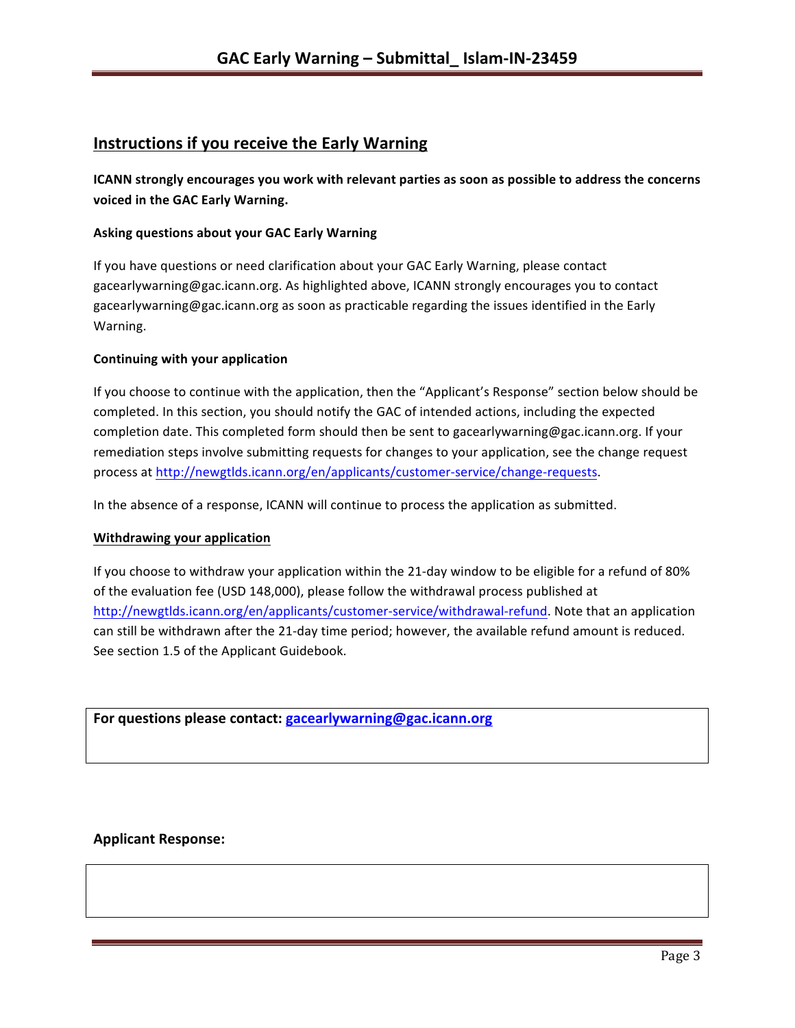## Instructions if you receive the Early Warning

**ICANN strongly encourages you work with relevant parties as soon as possible to address the concerns voiced in the GAC Early Warning.**

#### Asking questions about your GAC Early Warning

If you have questions or need clarification about your GAC Early Warning, please contact gacearlywarning@gac.icann.org. As highlighted above, ICANN strongly encourages you to contact gacearlywarning@gac.icann.org as soon as practicable regarding the issues identified in the Early Warning.

#### Continuing with your application

If you choose to continue with the application, then the "Applicant's Response" section below should be completed. In this section, you should notify the GAC of intended actions, including the expected completion date. This completed form should then be sent to gacearlywarning@gac.icann.org. If your remediation steps involve submitting requests for changes to your application, see the change request process at http://newgtlds.icann.org/en/applicants/customer-service/change-requests.

In the absence of a response, ICANN will continue to process the application as submitted.

#### Withdrawing your application

If you choose to withdraw your application within the 21-day window to be eligible for a refund of 80% of the evaluation fee (USD 148,000), please follow the withdrawal process published at http://newgtlds.icann.org/en/applicants/customer-service/withdrawal-refund. Note that an application can still be withdrawn after the 21-day time period; however, the available refund amount is reduced. See section 1.5 of the Applicant Guidebook.

**For questions please contact: gacearlywarning@gac.icann.org**

### Applicant Response: